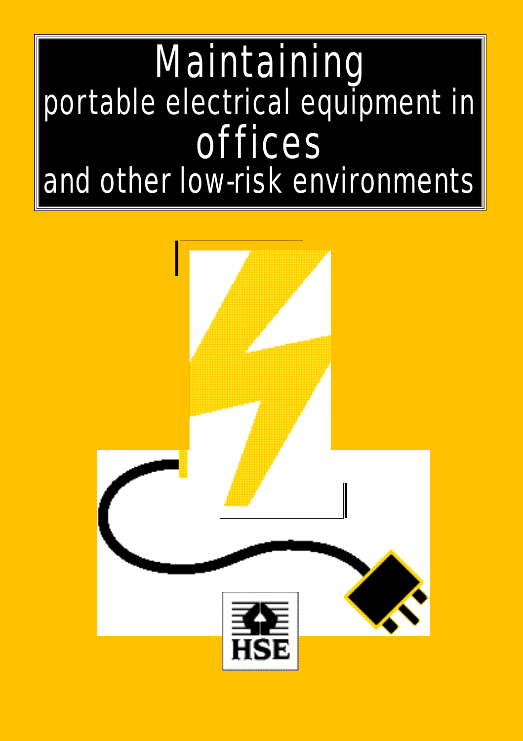# Maintaining portable electrical equipment in offices and other low-risk environments

HSE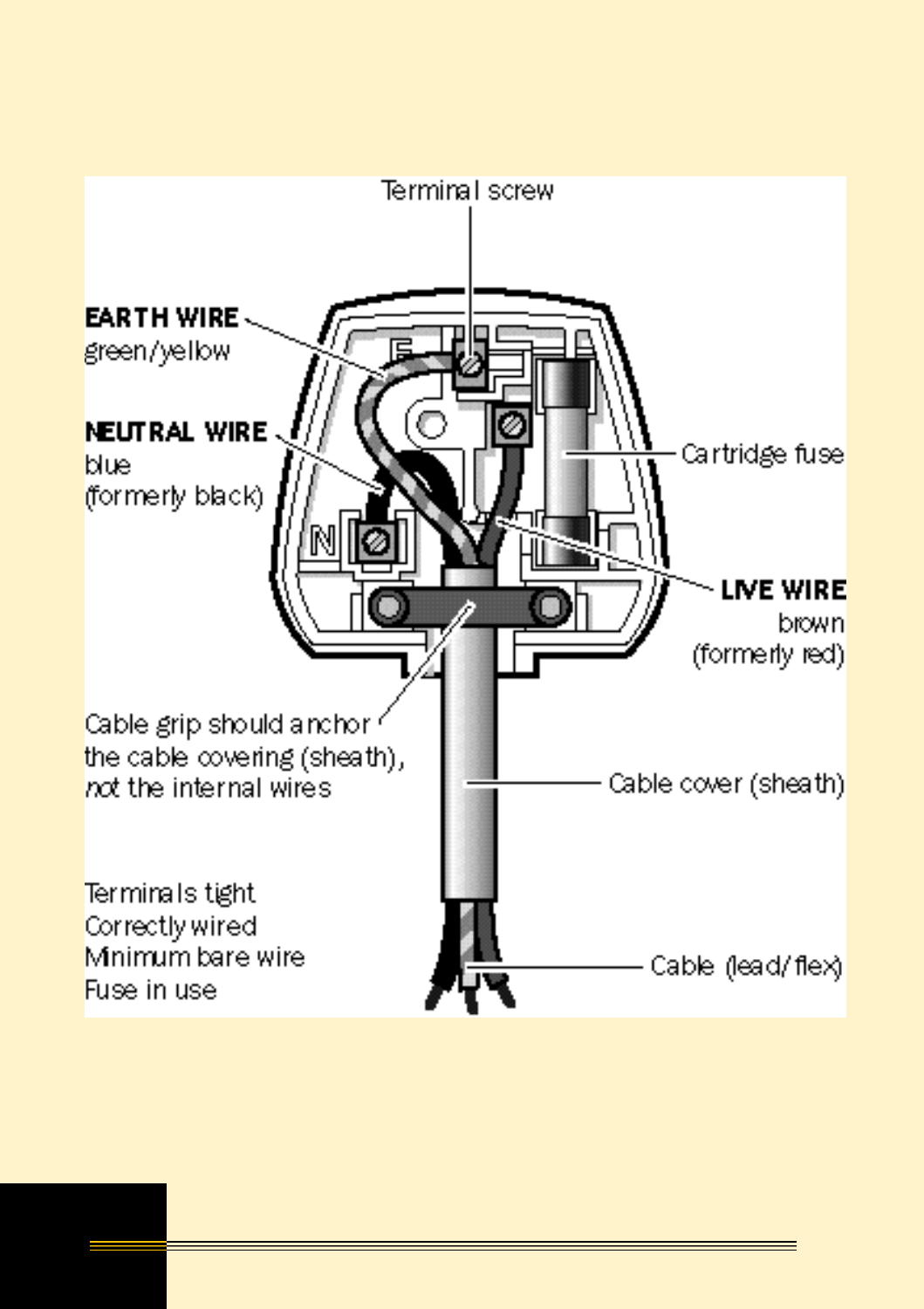Terminal screw

**EARTH WIRE**
green/yellow

**NEUTRAL WIRE**
blue
(formerly black)

Cartridge fuse

**LIVE WIRE**
brown
(formerly red)

Cable grip should anchor the cable covering (sheath), *not* the internal wires

Cable cover (sheath)

Terminals tight
Correctly wired
Minimum bare wire
Fuse in use

Cable (lead/flex)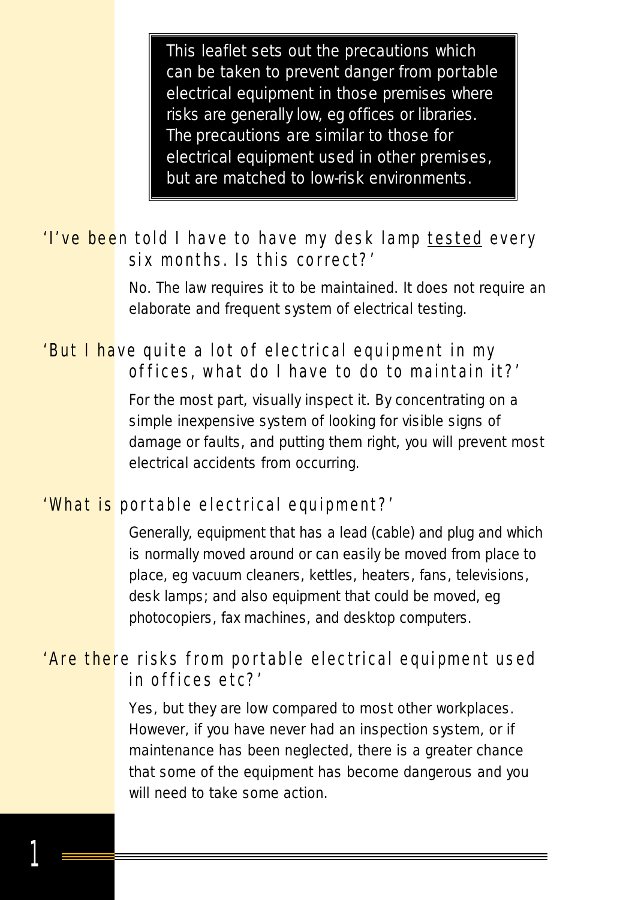> This leaflet sets out the precautions which can be taken to prevent danger from portable electrical equipment in those premises where risks are generally low, eg offices or libraries. The precautions are similar to those for electrical equipment used in other premises, but are matched to low-risk environments.

## 'I've been told I have to have my desk lamp <u>tested</u> every six months. Is this correct?'

No. The law requires it to be maintained. It does not require an elaborate and frequent system of electrical testing.

## 'But I have quite a lot of electrical equipment in my offices, what do I have to do to maintain it?'

For the most part, visually inspect it. By concentrating on a simple inexpensive system of looking for visible signs of damage or faults, and putting them right, you will prevent most electrical accidents from occurring.

## 'What is portable electrical equipment?'

Generally, equipment that has a lead (cable) and plug and which is normally moved around or can easily be moved from place to place, eg vacuum cleaners, kettles, heaters, fans, televisions, desk lamps; and also equipment that could be moved, eg photocopiers, fax machines, and desktop computers.

## 'Are there risks from portable electrical equipment used in offices etc?'

Yes, but they are low compared to most other workplaces. However, if you have never had an inspection system, or if maintenance has been neglected, there is a greater chance that some of the equipment has become dangerous and you will need to take some action.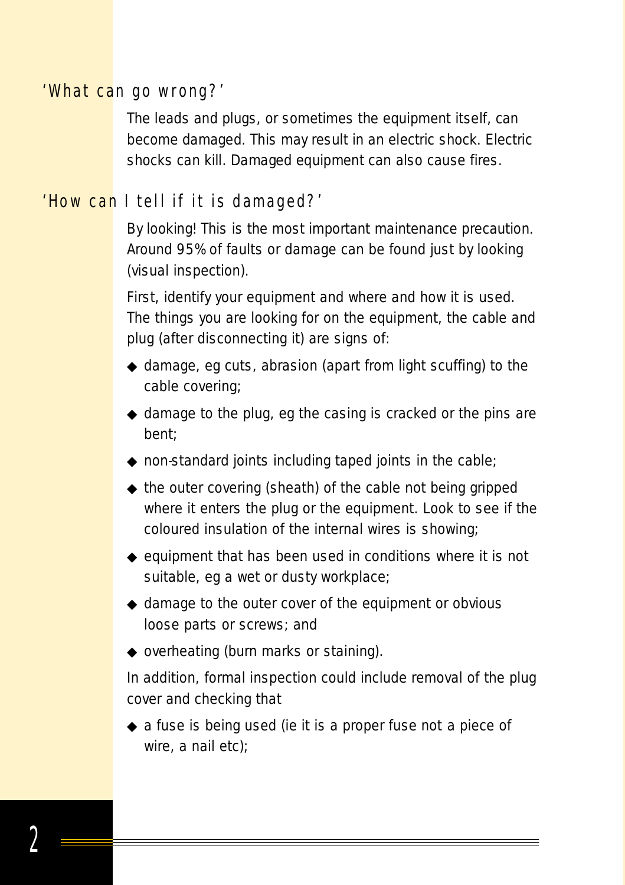## 'What can go wrong?'

The leads and plugs, or sometimes the equipment itself, can become damaged. This may result in an electric shock. Electric shocks can kill. Damaged equipment can also cause fires.

## 'How can I tell if it is damaged?'

By looking! This is the most important maintenance precaution. Around 95% of faults or damage can be found just by looking (visual inspection).

First, identify your equipment and where and how it is used. The things you are looking for on the equipment, the cable and plug (after disconnecting it) are signs of:

- damage, eg cuts, abrasion (apart from light scuffing) to the cable covering;
- damage to the plug, eg the casing is cracked or the pins are bent;
- non-standard joints including taped joints in the cable;
- the outer covering (sheath) of the cable not being gripped where it enters the plug or the equipment. Look to see if the coloured insulation of the internal wires is showing;
- equipment that has been used in conditions where it is not suitable, eg a wet or dusty workplace;
- damage to the outer cover of the equipment or obvious loose parts or screws; and
- overheating (burn marks or staining).

In addition, formal inspection could include removal of the plug cover and checking that

- a fuse is being used (ie it is a proper fuse not a piece of wire, a nail etc);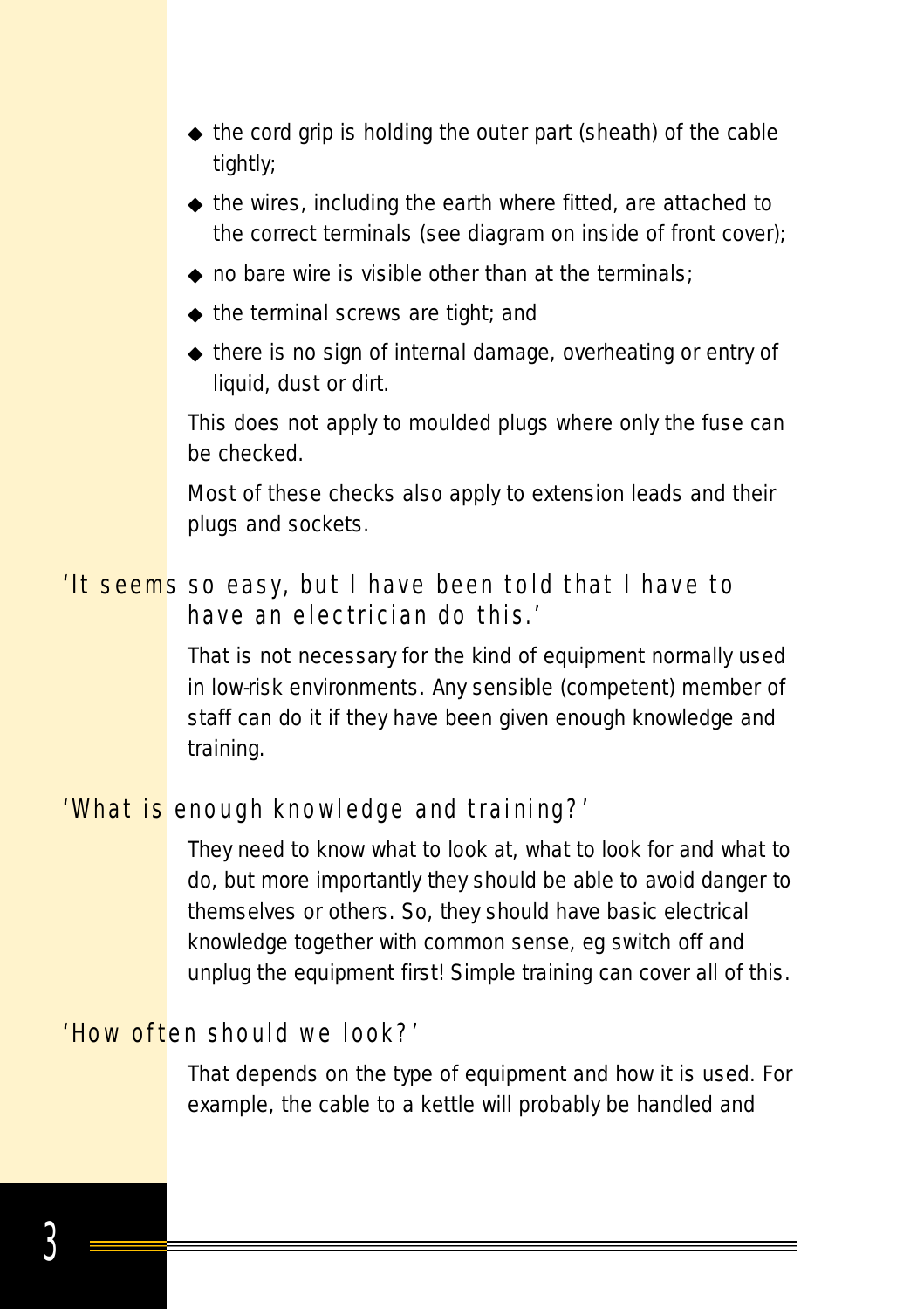- the cord grip is holding the outer part (sheath) of the cable tightly;
- the wires, including the earth where fitted, are attached to the correct terminals (see diagram on inside of front cover);
- no bare wire is visible other than at the terminals;
- the terminal screws are tight; and
- there is no sign of internal damage, overheating or entry of liquid, dust or dirt.

This does not apply to moulded plugs where only the fuse can be checked.

Most of these checks also apply to extension leads and their plugs and sockets.

## 'It seems so easy, but I have been told that I have to have an electrician do this.'

That is not necessary for the kind of equipment normally used in low-risk environments. Any sensible (competent) member of staff can do it if they have been given enough knowledge and training.

## 'What is enough knowledge and training?'

They need to know what to look at, what to look for and what to do, but more importantly they should be able to avoid danger to themselves or others. So, they should have basic electrical knowledge together with common sense, eg switch off and unplug the equipment first! Simple training can cover all of this.

## 'How often should we look?'

That depends on the type of equipment and how it is used. For example, the cable to a kettle will probably be handled and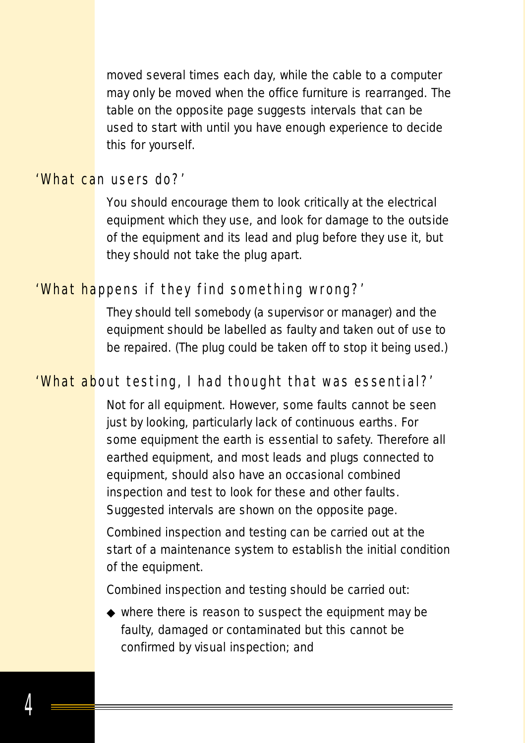moved several times each day, while the cable to a computer may only be moved when the office furniture is rearranged. The table on the opposite page suggests intervals that can be used to start with until you have enough experience to decide this for yourself.

## 'What can users do?'

You should encourage them to look critically at the electrical equipment which they use, and look for damage to the outside of the equipment and its lead and plug before they use it, but they should not take the plug apart.

## 'What happens if they find something wrong?'

They should tell somebody (a supervisor or manager) and the equipment should be labelled as faulty and taken out of use to be repaired. (The plug could be taken off to stop it being used.)

## 'What about testing, I had thought that was essential?'

Not for all equipment. However, some faults cannot be seen just by looking, particularly lack of continuous earths. For some equipment the earth is essential to safety. Therefore all earthed equipment, and most leads and plugs connected to equipment, should also have an occasional combined inspection and test to look for these and other faults. Suggested intervals are shown on the opposite page.

Combined inspection and testing can be carried out at the start of a maintenance system to establish the initial condition of the equipment.

Combined inspection and testing should be carried out:

- where there is reason to suspect the equipment may be faulty, damaged or contaminated but this cannot be confirmed by visual inspection; and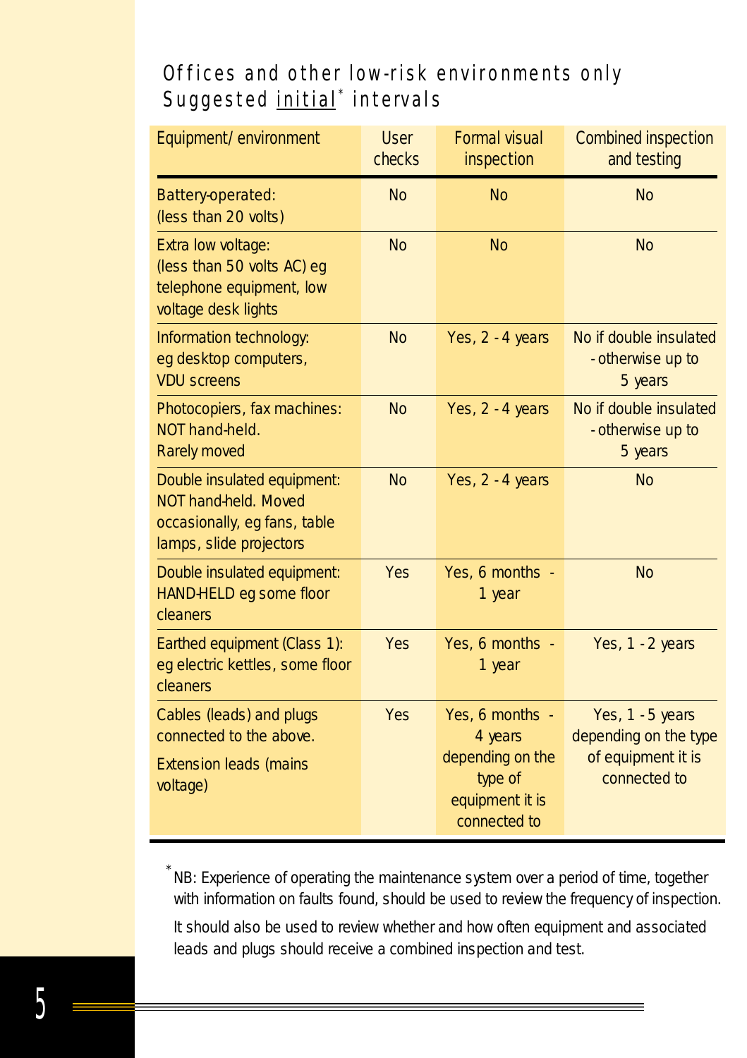## Offices and other low-risk environments only
## Suggested initial* intervals

| Equipment/ environment | User checks | Formal visual inspection | Combined inspection and testing |
|---|---|---|---|
| Battery-operated: (less than 20 volts) | No | No | No |
| Extra low voltage: (less than 50 volts AC) eg telephone equipment, low voltage desk lights | No | No | No |
| Information technology: eg desktop computers, VDU screens | No | Yes, 2 - 4 years | No if double insulated - otherwise up to 5 years |
| Photocopiers, fax machines: NOT hand-held. Rarely moved | No | Yes, 2 - 4 years | No if double insulated - otherwise up to 5 years |
| Double insulated equipment: NOT hand-held. Moved occasionally, eg fans, table lamps, slide projectors | No | Yes, 2 - 4 years | No |
| Double insulated equipment: HAND-HELD eg some floor cleaners | Yes | Yes, 6 months - 1 year | No |
| Earthed equipment (Class 1): eg electric kettles, some floor cleaners | Yes | Yes, 6 months - 1 year | Yes, 1 - 2 years |
| Cables (leads) and plugs connected to the above. Extension leads (mains voltage) | Yes | Yes, 6 months - 4 years depending on the type of equipment it is connected to | Yes, 1 - 5 years depending on the type of equipment it is connected to |

* NB: Experience of operating the maintenance system over a period of time, together with information on faults found, should be used to review the frequency of inspection.

It should also be used to review whether and how often equipment and associated leads and plugs should receive a combined inspection and test.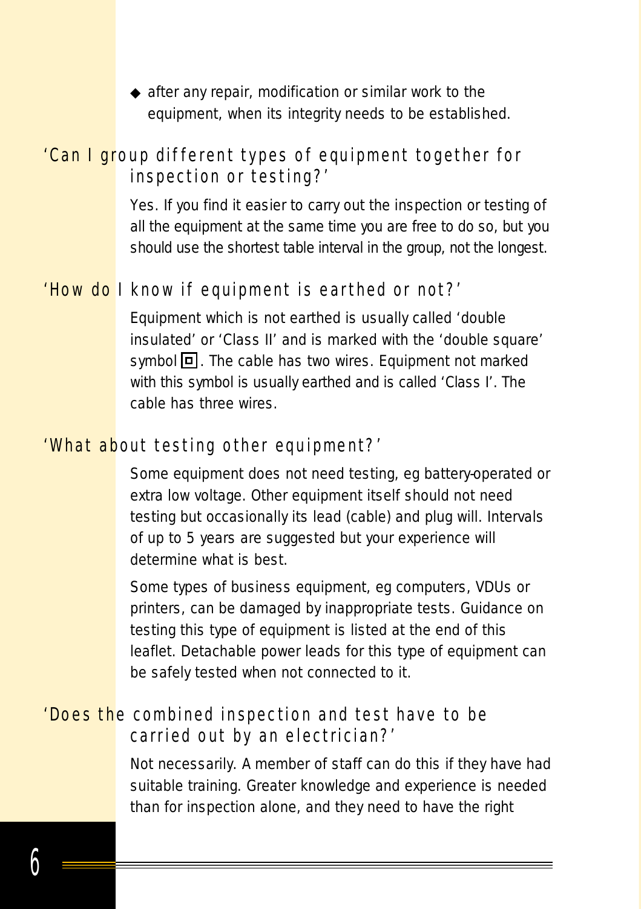- after any repair, modification or similar work to the equipment, when its integrity needs to be established.

## 'Can I group different types of equipment together for inspection or testing?'

Yes. If you find it easier to carry out the inspection or testing of all the equipment at the same time you are free to do so, but you should use the shortest table interval in the group, not the longest.

## 'How do I know if equipment is earthed or not?'

Equipment which is not earthed is usually called 'double insulated' or 'Class II' and is marked with the 'double square' symbol ⧈. The cable has two wires. Equipment not marked with this symbol is usually earthed and is called 'Class I'. The cable has three wires.

## 'What about testing other equipment?'

Some equipment does not need testing, eg battery-operated or extra low voltage. Other equipment itself should not need testing but occasionally its lead (cable) and plug will. Intervals of up to 5 years are suggested but your experience will determine what is best.

Some types of business equipment, eg computers, VDUs or printers, can be damaged by inappropriate tests. Guidance on testing this type of equipment is listed at the end of this leaflet. Detachable power leads for this type of equipment can be safely tested when not connected to it.

## 'Does the combined inspection and test have to be carried out by an electrician?'

Not necessarily. A member of staff can do this if they have had suitable training. Greater knowledge and experience is needed than for inspection alone, and they need to have the right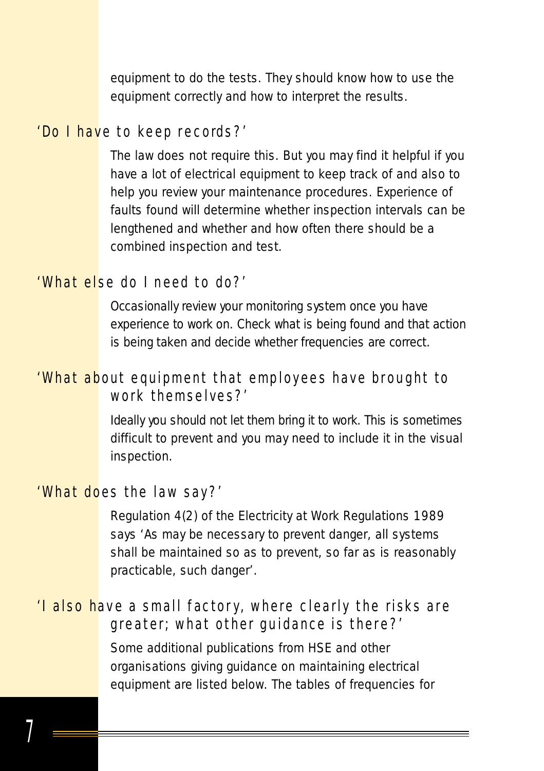equipment to do the tests. They should know how to use the equipment correctly and how to interpret the results.

## 'Do I have to keep records?'

The law does not require this. But you may find it helpful if you have a lot of electrical equipment to keep track of and also to help you review your maintenance procedures. Experience of faults found will determine whether inspection intervals can be lengthened and whether and how often there should be a combined inspection and test.

## 'What else do I need to do?'

Occasionally review your monitoring system once you have experience to work on. Check what is being found and that action is being taken and decide whether frequencies are correct.

## 'What about equipment that employees have brought to work themselves?'

Ideally you should not let them bring it to work. This is sometimes difficult to prevent and you may need to include it in the visual inspection.

## 'What does the law say?'

Regulation 4(2) of the Electricity at Work Regulations 1989 says 'As may be necessary to prevent danger, all systems shall be maintained so as to prevent, so far as is reasonably practicable, such danger'.

## 'I also have a small factory, where clearly the risks are greater; what other guidance is there?'

Some additional publications from HSE and other organisations giving guidance on maintaining electrical equipment are listed below. The tables of frequencies for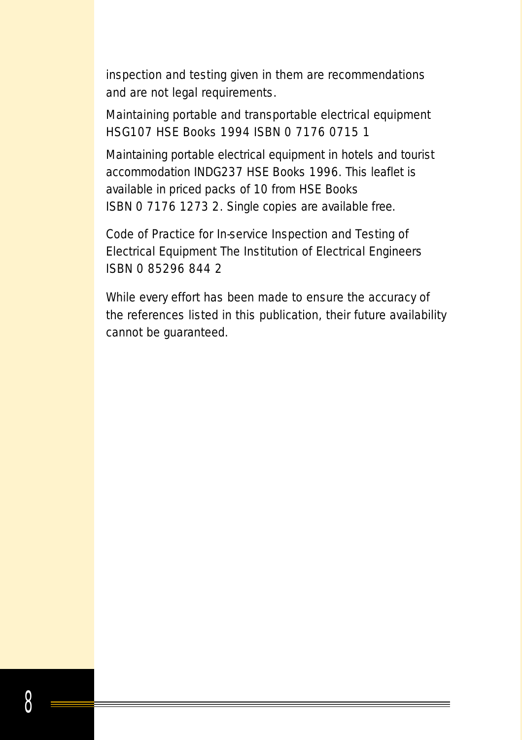inspection and testing given in them are recommendations and are not legal requirements.

Maintaining portable and transportable electrical equipment HSG107 HSE Books 1994 ISBN 0 7176 0715 1

Maintaining portable electrical equipment in hotels and tourist accommodation INDG237 HSE Books 1996. This leaflet is available in priced packs of 10 from HSE Books ISBN 0 7176 1273 2. Single copies are available free.

Code of Practice for In-service Inspection and Testing of Electrical Equipment The Institution of Electrical Engineers ISBN 0 85296 844 2

While every effort has been made to ensure the accuracy of the references listed in this publication, their future availability cannot be guaranteed.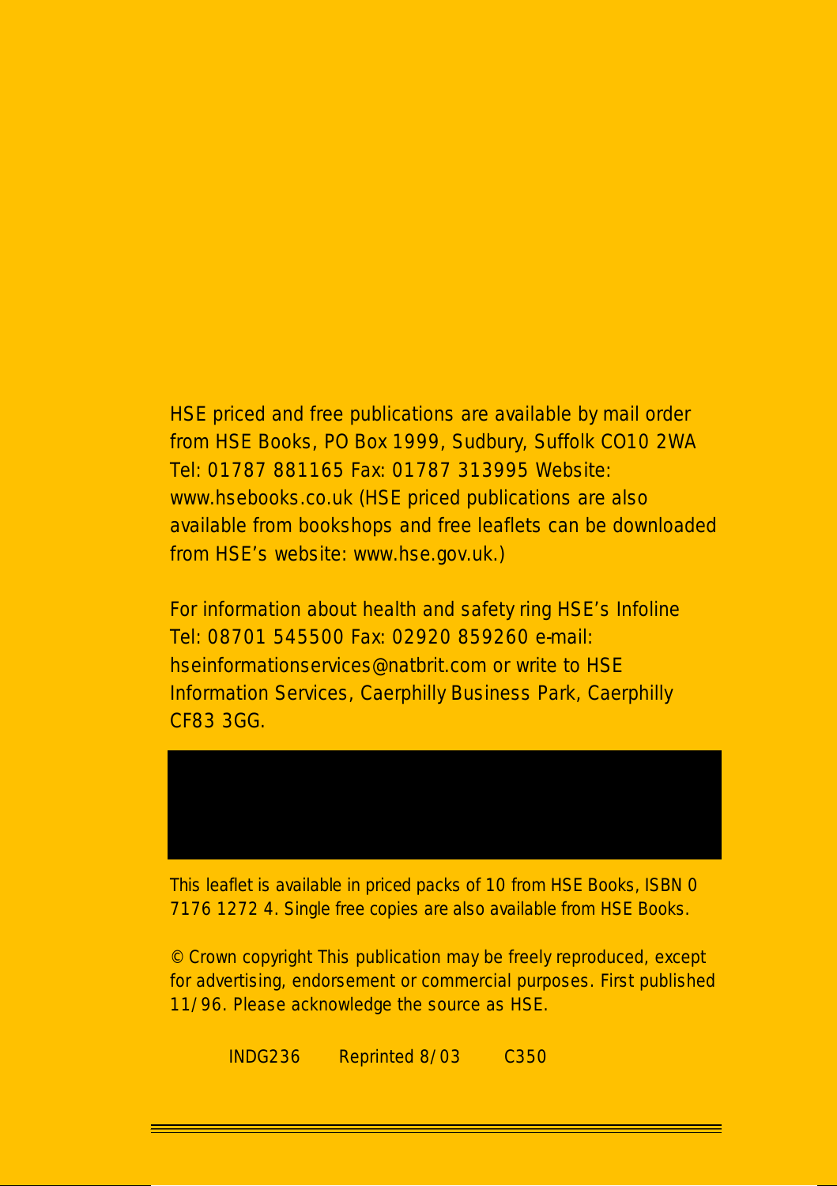HSE priced and free publications are available by mail order from HSE Books, PO Box 1999, Sudbury, Suffolk CO10 2WA Tel: 01787 881165 Fax: 01787 313995 Website: www.hsebooks.co.uk (HSE priced publications are also available from bookshops and free leaflets can be downloaded from HSE's website: www.hse.gov.uk.)

For information about health and safety ring HSE's Infoline Tel: 08701 545500 Fax: 02920 859260 e-mail: hseinformationservices@natbrit.com or write to HSE Information Services, Caerphilly Business Park, Caerphilly CF83 3GG.

This leaflet is available in priced packs of 10 from HSE Books, ISBN 0 7176 1272 4. Single free copies are also available from HSE Books.

© Crown copyright This publication may be freely reproduced, except for advertising, endorsement or commercial purposes. First published 11/96. Please acknowledge the source as HSE.

INDG236 Reprinted 8/03 C350